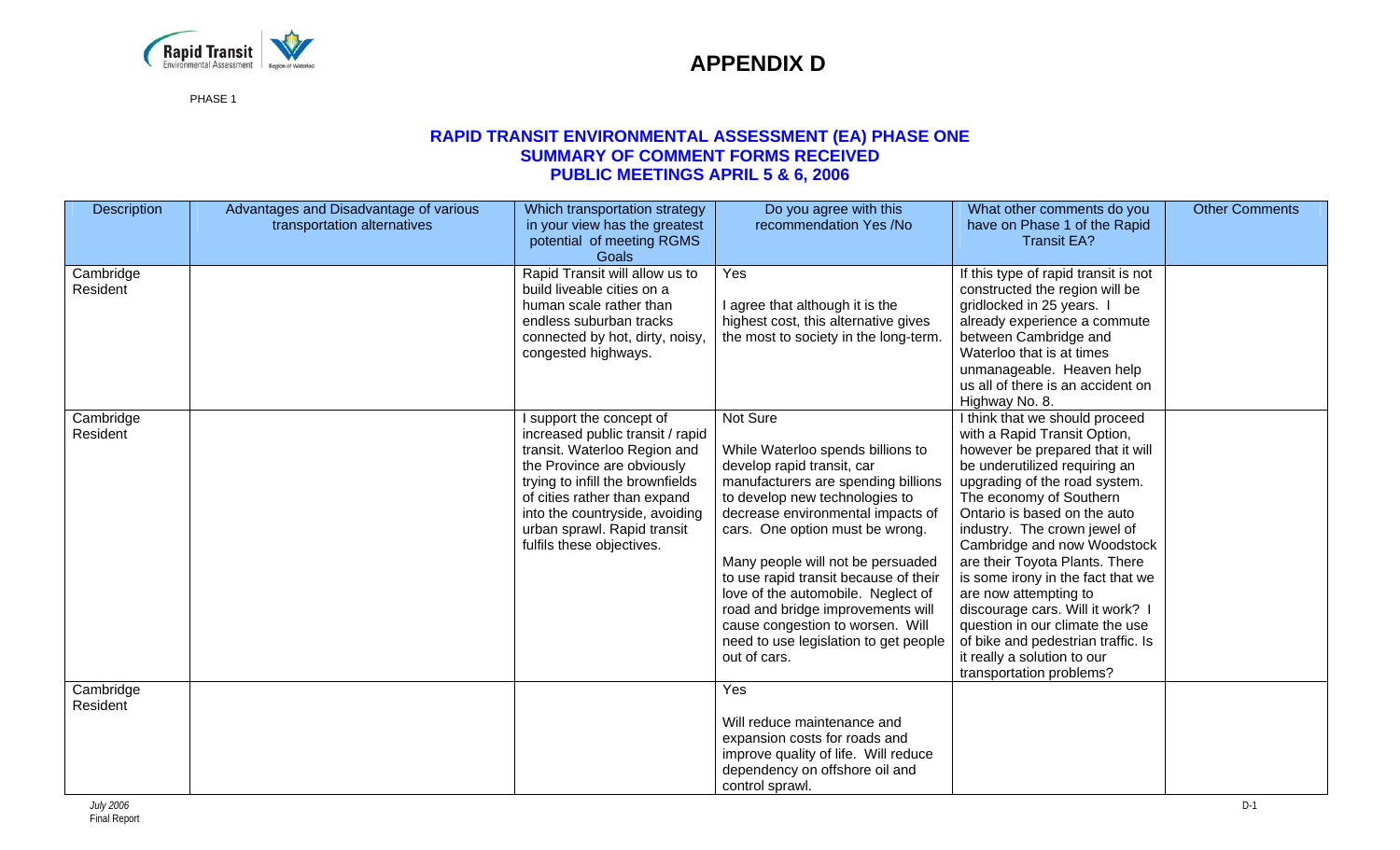# APPENDIX D

PHASE 1

## RAPID TRANSIT ENVIRONMENTAL ASSESSMENT (EA) PHASE ONE
## SUMMARY OF COMMENT FORMS RECEIVED
## PUBLIC MEETINGS APRIL 5 & 6, 2006

| Description | Advantages and Disadvantage of various transportation alternatives | Which transportation strategy in your view has the greatest potential of meeting RGMS Goals | Do you agree with this recommendation Yes /No | What other comments do you have on Phase 1 of the Rapid Transit EA? | Other Comments |
|---|---|---|---|---|---|
| Cambridge Resident | | Rapid Transit will allow us to build liveable cities on a human scale rather than endless suburban tracks connected by hot, dirty, noisy, congested highways. | Yes<br><br>I agree that although it is the highest cost, this alternative gives the most to society in the long-term. | If this type of rapid transit is not constructed the region will be gridlocked in 25 years. I already experience a commute between Cambridge and Waterloo that is at times unmanageable. Heaven help us all of there is an accident on Highway No. 8. | |
| Cambridge Resident | | I support the concept of increased public transit / rapid transit. Waterloo Region and the Province are obviously trying to infill the brownfields of cities rather than expand into the countryside, avoiding urban sprawl. Rapid transit fulfils these objectives. | Not Sure<br><br>While Waterloo spends billions to develop rapid transit, car manufacturers are spending billions to develop new technologies to decrease environmental impacts of cars. One option must be wrong.<br><br>Many people will not be persuaded to use rapid transit because of their love of the automobile. Neglect of road and bridge improvements will cause congestion to worsen. Will need to use legislation to get people out of cars. | I think that we should proceed with a Rapid Transit Option, however be prepared that it will be underutilized requiring an upgrading of the road system. The economy of Southern Ontario is based on the auto industry. The crown jewel of Cambridge and now Woodstock are their Toyota Plants. There is some irony in the fact that we are now attempting to discourage cars. Will it work? I question in our climate the use of bike and pedestrian traffic. Is it really a solution to our transportation problems? | |
| Cambridge Resident | | | Yes<br><br>Will reduce maintenance and expansion costs for roads and improve quality of life. Will reduce dependency on offshore oil and control sprawl. | | |

*July 2006*
Final Report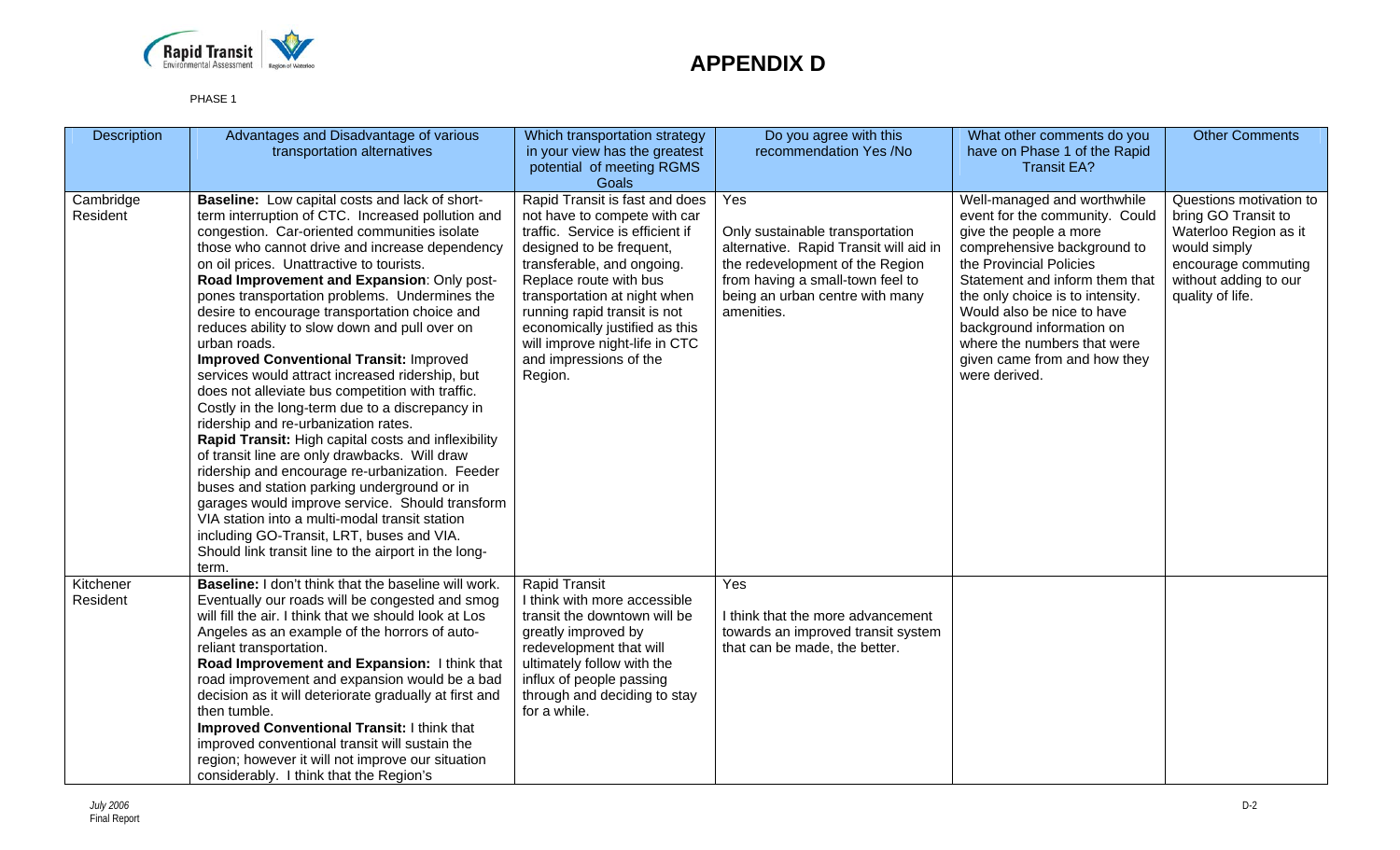# APPENDIX D

PHASE 1

| Description | Advantages and Disadvantage of various transportation alternatives | Which transportation strategy in your view has the greatest potential of meeting RGMS Goals | Do you agree with this recommendation Yes /No | What other comments do you have on Phase 1 of the Rapid Transit EA? | Other Comments |
|---|---|---|---|---|---|
| Cambridge Resident | **Baseline:** Low capital costs and lack of short-term interruption of CTC. Increased pollution and congestion. Car-oriented communities isolate those who cannot drive and increase dependency on oil prices. Unattractive to tourists. **Road Improvement and Expansion**: Only post-pones transportation problems. Undermines the desire to encourage transportation choice and reduces ability to slow down and pull over on urban roads. **Improved Conventional Transit:** Improved services would attract increased ridership, but does not alleviate bus competition with traffic. Costly in the long-term due to a discrepancy in ridership and re-urbanization rates. **Rapid Transit:** High capital costs and inflexibility of transit line are only drawbacks. Will draw ridership and encourage re-urbanization. Feeder buses and station parking underground or in garages would improve service. Should transform VIA station into a multi-modal transit station including GO-Transit, LRT, buses and VIA. Should link transit line to the airport in the long-term. | Rapid Transit is fast and does not have to compete with car traffic. Service is efficient if designed to be frequent, transferable, and ongoing. Replace route with bus transportation at night when running rapid transit is not economically justified as this will improve night-life in CTC and impressions of the Region. | Yes<br><br>Only sustainable transportation alternative. Rapid Transit will aid in the redevelopment of the Region from having a small-town feel to being an urban centre with many amenities. | Well-managed and worthwhile event for the community. Could give the people a more comprehensive background to the Provincial Policies Statement and inform them that the only choice is to intensity. Would also be nice to have background information on where the numbers that were given came from and how they were derived. | Questions motivation to bring GO Transit to Waterloo Region as it would simply encourage commuting without adding to our quality of life. |
| Kitchener Resident | **Baseline:** I don't think that the baseline will work. Eventually our roads will be congested and smog will fill the air. I think that we should look at Los Angeles as an example of the horrors of auto-reliant transportation. **Road Improvement and Expansion:** I think that road improvement and expansion would be a bad decision as it will deteriorate gradually at first and then tumble. **Improved Conventional Transit:** I think that improved conventional transit will sustain the region; however it will not improve our situation considerably. I think that the Region's | Rapid Transit<br>I think with more accessible transit the downtown will be greatly improved by redevelopment that will ultimately follow with the influx of people passing through and deciding to stay for a while. | Yes<br><br>I think that the more advancement towards an improved transit system that can be made, the better. | | |

*July 2006*
Final Report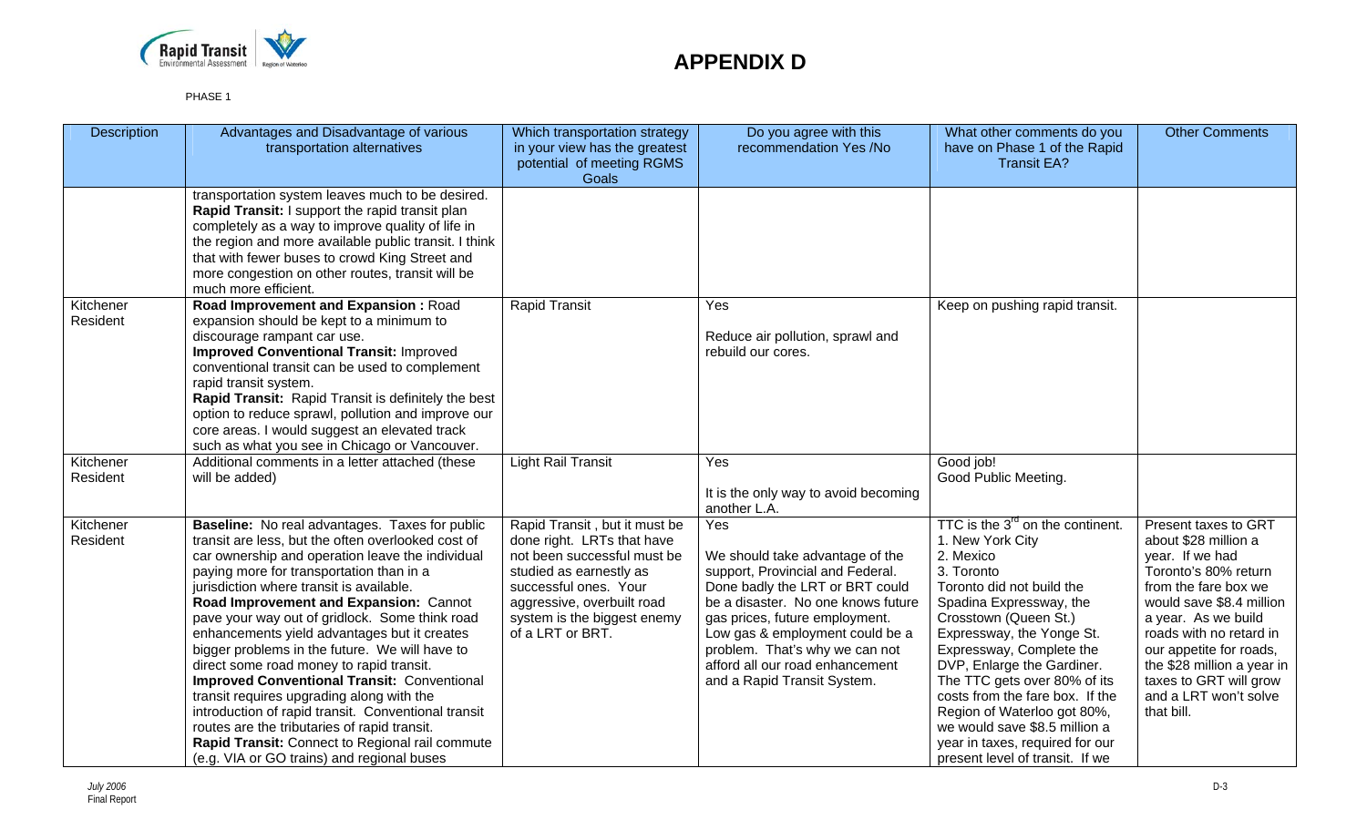# APPENDIX D

PHASE 1

| Description | Advantages and Disadvantage of various transportation alternatives | Which transportation strategy in your view has the greatest potential of meeting RGMS Goals | Do you agree with this recommendation Yes /No | What other comments do you have on Phase 1 of the Rapid Transit EA? | Other Comments |
|---|---|---|---|---|---|
| | transportation system leaves much to be desired. **Rapid Transit:** I support the rapid transit plan completely as a way to improve quality of life in the region and more available public transit. I think that with fewer buses to crowd King Street and more congestion on other routes, transit will be much more efficient. | | | | |
| Kitchener Resident | **Road Improvement and Expansion :** Road expansion should be kept to a minimum to discourage rampant car use. **Improved Conventional Transit:** Improved conventional transit can be used to complement rapid transit system. **Rapid Transit:** Rapid Transit is definitely the best option to reduce sprawl, pollution and improve our core areas. I would suggest an elevated track such as what you see in Chicago or Vancouver. | Rapid Transit | Yes<br><br>Reduce air pollution, sprawl and rebuild our cores. | Keep on pushing rapid transit. | |
| Kitchener Resident | Additional comments in a letter attached (these will be added) | Light Rail Transit | Yes<br><br>It is the only way to avoid becoming another L.A. | Good job!<br>Good Public Meeting. | |
| Kitchener Resident | **Baseline:** No real advantages. Taxes for public transit are less, but the often overlooked cost of car ownership and operation leave the individual paying more for transportation than in a jurisdiction where transit is available. **Road Improvement and Expansion:** Cannot pave your way out of gridlock. Some think road enhancements yield advantages but it creates bigger problems in the future. We will have to direct some road money to rapid transit. **Improved Conventional Transit:** Conventional transit requires upgrading along with the introduction of rapid transit. Conventional transit routes are the tributaries of rapid transit. **Rapid Transit:** Connect to Regional rail commute (e.g. VIA or GO trains) and regional buses | Rapid Transit , but it must be done right. LRTs that have not been successful must be studied as earnestly as successful ones. Your aggressive, overbuilt road system is the biggest enemy of a LRT or BRT. | Yes<br><br>We should take advantage of the support, Provincial and Federal. Done badly the LRT or BRT could be a disaster. No one knows future gas prices, future employment. Low gas & employment could be a problem. That's why we can not afford all our road enhancement and a Rapid Transit System. | TTC is the 3rd on the continent.<br>1. New York City<br>2. Mexico<br>3. Toronto<br>Toronto did not build the Spadina Expressway, the Crosstown (Queen St.) Expressway, the Yonge St. Expressway, Complete the DVP, Enlarge the Gardiner. The TTC gets over 80% of its costs from the fare box. If the Region of Waterloo got 80%, we would save $8.5 million a year in taxes, required for our present level of transit. If we | Present taxes to GRT about $28 million a year. If we had Toronto's 80% return from the fare box we would save $8.4 million a year. As we build roads with no retard in our appetite for roads, the $28 million a year in taxes to GRT will grow and a LRT won't solve that bill. |

*July 2006*
Final Report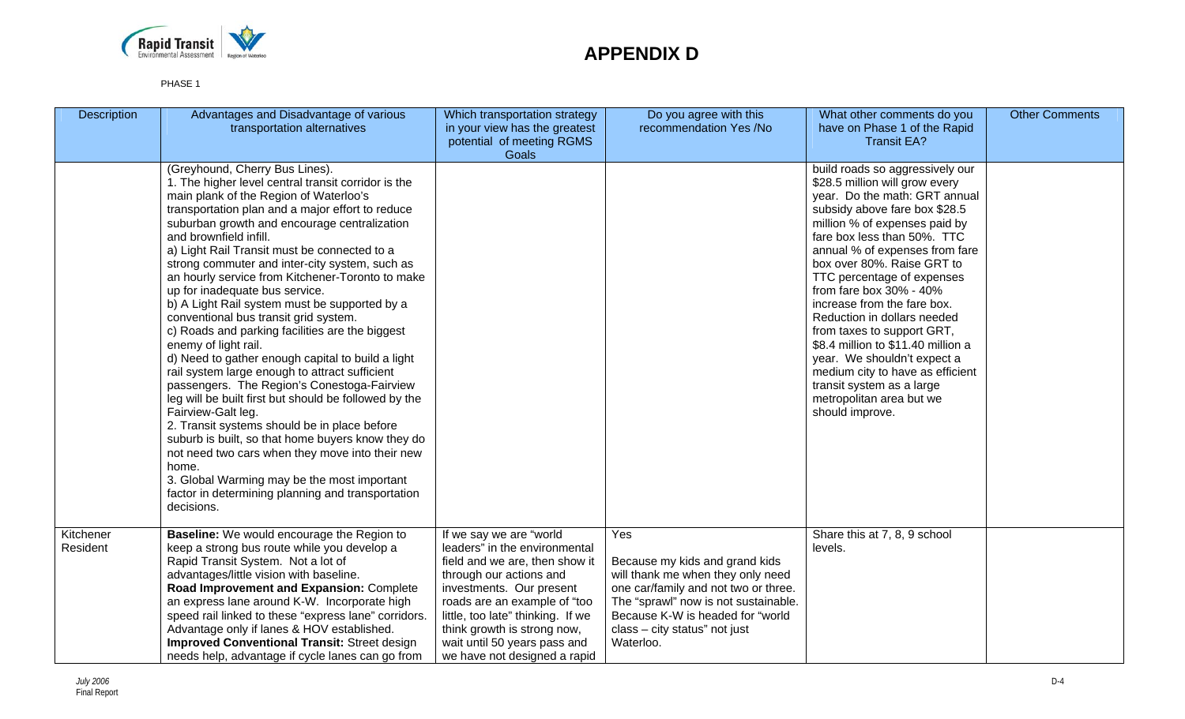# APPENDIX D

PHASE 1

| Description | Advantages and Disadvantage of various transportation alternatives | Which transportation strategy in your view has the greatest potential of meeting RGMS Goals | Do you agree with this recommendation Yes /No | What other comments do you have on Phase 1 of the Rapid Transit EA? | Other Comments |
|---|---|---|---|---|---|
| | (Greyhound, Cherry Bus Lines).<br>1. The higher level central transit corridor is the main plank of the Region of Waterloo's transportation plan and a major effort to reduce suburban growth and encourage centralization and brownfield infill.<br>a) Light Rail Transit must be connected to a strong commuter and inter-city system, such as an hourly service from Kitchener-Toronto to make up for inadequate bus service.<br>b) A Light Rail system must be supported by a conventional bus transit grid system.<br>c) Roads and parking facilities are the biggest enemy of light rail.<br>d) Need to gather enough capital to build a light rail system large enough to attract sufficient passengers. The Region's Conestoga-Fairview leg will be built first but should be followed by the Fairview-Galt leg.<br>2. Transit systems should be in place before suburb is built, so that home buyers know they do not need two cars when they move into their new home.<br>3. Global Warming may be the most important factor in determining planning and transportation decisions. | | | build roads so aggressively our \$28.5 million will grow every year. Do the math: GRT annual subsidy above fare box \$28.5 million % of expenses paid by fare box less than 50%. TTC annual % of expenses from fare box over 80%. Raise GRT to TTC percentage of expenses from fare box 30% - 40% increase from the fare box. Reduction in dollars needed from taxes to support GRT, \$8.4 million to \$11.40 million a year. We shouldn't expect a medium city to have as efficient transit system as a large metropolitan area but we should improve. | |
| Kitchener Resident | **Baseline:** We would encourage the Region to keep a strong bus route while you develop a Rapid Transit System. Not a lot of advantages/little vision with baseline.<br>**Road Improvement and Expansion:** Complete an express lane around K-W. Incorporate high speed rail linked to these "express lane" corridors. Advantage only if lanes & HOV established.<br>**Improved Conventional Transit:** Street design needs help, advantage if cycle lanes can go from | If we say we are "world leaders" in the environmental field and we are, then show it through our actions and investments. Our present roads are an example of "too little, too late" thinking. If we think growth is strong now, wait until 50 years pass and we have not designed a rapid | Yes<br><br>Because my kids and grand kids will thank me when they only need one car/family and not two or three. The "sprawl" now is not sustainable. Because K-W is headed for "world class – city status" not just Waterloo. | Share this at 7, 8, 9 school levels. | |

*July 2006*
Final Report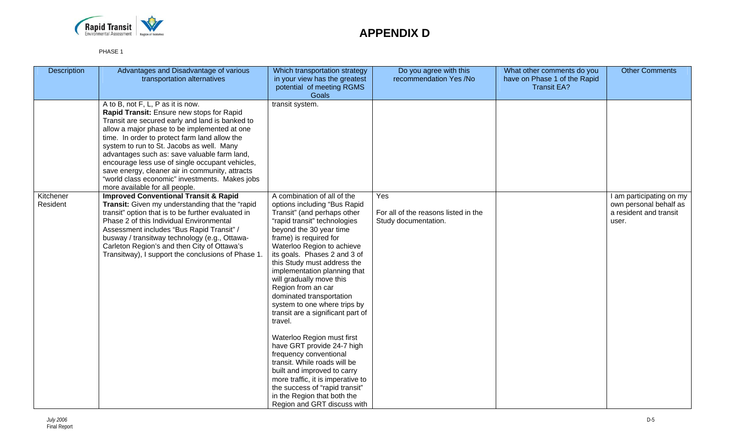# APPENDIX D

PHASE 1

| Description | Advantages and Disadvantage of various transportation alternatives | Which transportation strategy in your view has the greatest potential of meeting RGMS Goals | Do you agree with this recommendation Yes /No | What other comments do you have on Phase 1 of the Rapid Transit EA? | Other Comments |
|---|---|---|---|---|---|
| | A to B, not F, L, P as it is now. **Rapid Transit:** Ensure new stops for Rapid Transit are secured early and land is banked to allow a major phase to be implemented at one time. In order to protect farm land allow the system to run to St. Jacobs as well. Many advantages such as: save valuable farm land, encourage less use of single occupant vehicles, save energy, cleaner air in community, attracts "world class economic" investments. Makes jobs more available for all people. | transit system. | | | |
| Kitchener Resident | **Improved Conventional Transit & Rapid Transit:** Given my understanding that the "rapid transit" option that is to be further evaluated in Phase 2 of this Individual Environmental Assessment includes "Bus Rapid Transit" / busway / transitway technology (e.g., Ottawa-Carleton Region's and then City of Ottawa's Transitway), I support the conclusions of Phase 1. | A combination of all of the options including "Bus Rapid Transit" (and perhaps other "rapid transit" technologies beyond the 30 year time frame) is required for Waterloo Region to achieve its goals. Phases 2 and 3 of this Study must address the implementation planning that will gradually move this Region from an car dominated transportation system to one where trips by transit are a significant part of travel.<br><br>Waterloo Region must first have GRT provide 24-7 high frequency conventional transit. While roads will be built and improved to carry more traffic, it is imperative to the success of "rapid transit" in the Region that both the Region and GRT discuss with | Yes<br><br>For all of the reasons listed in the Study documentation. | | I am participating on my own personal behalf as a resident and transit user. |

*July 2006*
Final Report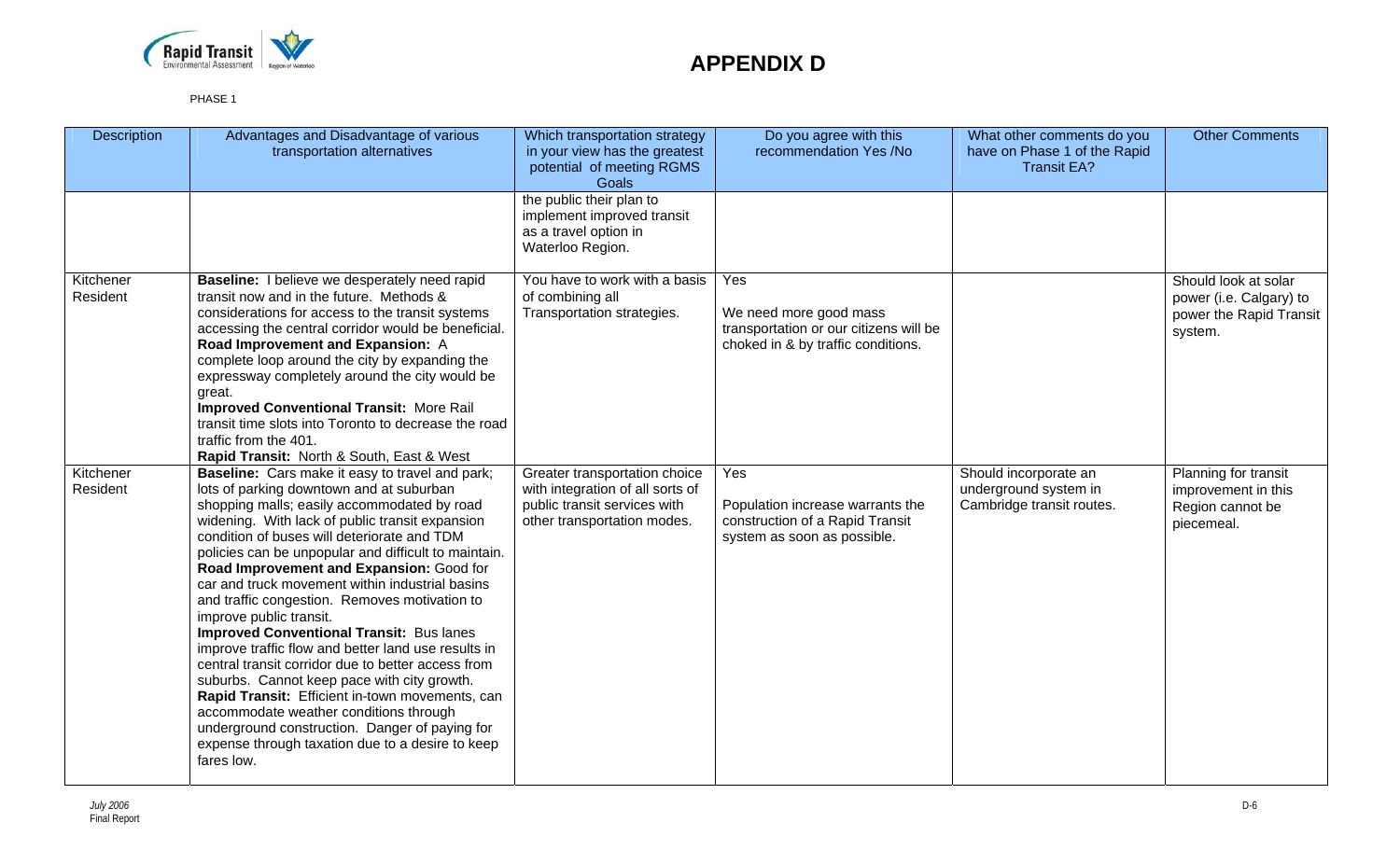# APPENDIX D

PHASE 1

| Description | Advantages and Disadvantage of various transportation alternatives | Which transportation strategy in your view has the greatest potential of meeting RGMS Goals | Do you agree with this recommendation Yes /No | What other comments do you have on Phase 1 of the Rapid Transit EA? | Other Comments |
|---|---|---|---|---|---|
| | | the public their plan to implement improved transit as a travel option in Waterloo Region. | | | |
| Kitchener Resident | **Baseline:** I believe we desperately need rapid transit now and in the future. Methods & considerations for access to the transit systems accessing the central corridor would be beneficial. **Road Improvement and Expansion:** A complete loop around the city by expanding the expressway completely around the city would be great. **Improved Conventional Transit:** More Rail transit time slots into Toronto to decrease the road traffic from the 401. **Rapid Transit:** North & South, East & West | You have to work with a basis of combining all Transportation strategies. | Yes<br><br>We need more good mass transportation or our citizens will be choked in & by traffic conditions. | | Should look at solar power (i.e. Calgary) to power the Rapid Transit system. |
| Kitchener Resident | **Baseline:** Cars make it easy to travel and park; lots of parking downtown and at suburban shopping malls; easily accommodated by road widening. With lack of public transit expansion condition of buses will deteriorate and TDM policies can be unpopular and difficult to maintain. **Road Improvement and Expansion:** Good for car and truck movement within industrial basins and traffic congestion. Removes motivation to improve public transit. **Improved Conventional Transit:** Bus lanes improve traffic flow and better land use results in central transit corridor due to better access from suburbs. Cannot keep pace with city growth. **Rapid Transit:** Efficient in-town movements, can accommodate weather conditions through underground construction. Danger of paying for expense through taxation due to a desire to keep fares low. | Greater transportation choice with integration of all sorts of public transit services with other transportation modes. | Yes<br><br>Population increase warrants the construction of a Rapid Transit system as soon as possible. | Should incorporate an underground system in Cambridge transit routes. | Planning for transit improvement in this Region cannot be piecemeal. |

*July 2006*
Final Report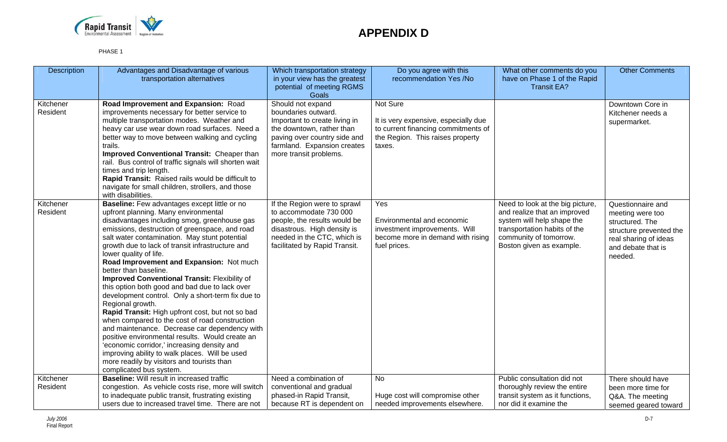# APPENDIX D

PHASE 1

| Description | Advantages and Disadvantage of various transportation alternatives | Which transportation strategy in your view has the greatest potential of meeting RGMS Goals | Do you agree with this recommendation Yes /No | What other comments do you have on Phase 1 of the Rapid Transit EA? | Other Comments |
|---|---|---|---|---|---|
| Kitchener Resident | **Road Improvement and Expansion:** Road improvements necessary for better service to multiple transportation modes. Weather and heavy car use wear down road surfaces. Need a better way to move between walking and cycling trails.<br>**Improved Conventional Transit:** Cheaper than rail. Bus control of traffic signals will shorten wait times and trip length.<br>**Rapid Transit:** Raised rails would be difficult to navigate for small children, strollers, and those with disabilities. | Should not expand boundaries outward. Important to create living in the downtown, rather than paving over country side and farmland. Expansion creates more transit problems. | Not Sure<br><br>It is very expensive, especially due to current financing commitments of the Region. This raises property taxes. | | Downtown Core in Kitchener needs a supermarket. |
| Kitchener Resident | **Baseline:** Few advantages except little or no upfront planning. Many environmental disadvantages including smog, greenhouse gas emissions, destruction of greenspace, and road salt water contamination. May stunt potential growth due to lack of transit infrastructure and lower quality of life.<br>**Road Improvement and Expansion:** Not much better than baseline.<br>**Improved Conventional Transit:** Flexibility of this option both good and bad due to lack over development control. Only a short-term fix due to Regional growth.<br>**Rapid Transit:** High upfront cost, but not so bad when compared to the cost of road construction and maintenance. Decrease car dependency with positive environmental results. Would create an 'economic corridor,' increasing density and improving ability to walk places. Will be used more readily by visitors and tourists than complicated bus system. | If the Region were to sprawl to accommodate 730 000 people, the results would be disastrous. High density is needed in the CTC, which is facilitated by Rapid Transit. | Yes<br><br>Environmental and economic investment improvements. Will become more in demand with rising fuel prices. | Need to look at the big picture, and realize that an improved system will help shape the transportation habits of the community of tomorrow. Boston given as example. | Questionnaire and meeting were too structured. The structure prevented the real sharing of ideas and debate that is needed. |
| Kitchener Resident | **Baseline:** Will result in increased traffic congestion. As vehicle costs rise, more will switch to inadequate public transit, frustrating existing users due to increased travel time. There are not | Need a combination of conventional and gradual phased-in Rapid Transit, because RT is dependent on | No<br><br>Huge cost will compromise other needed improvements elsewhere. | Public consultation did not thoroughly review the entire transit system as it functions, nor did it examine the | There should have been more time for Q&A. The meeting seemed geared toward |

*July 2006*
Final Report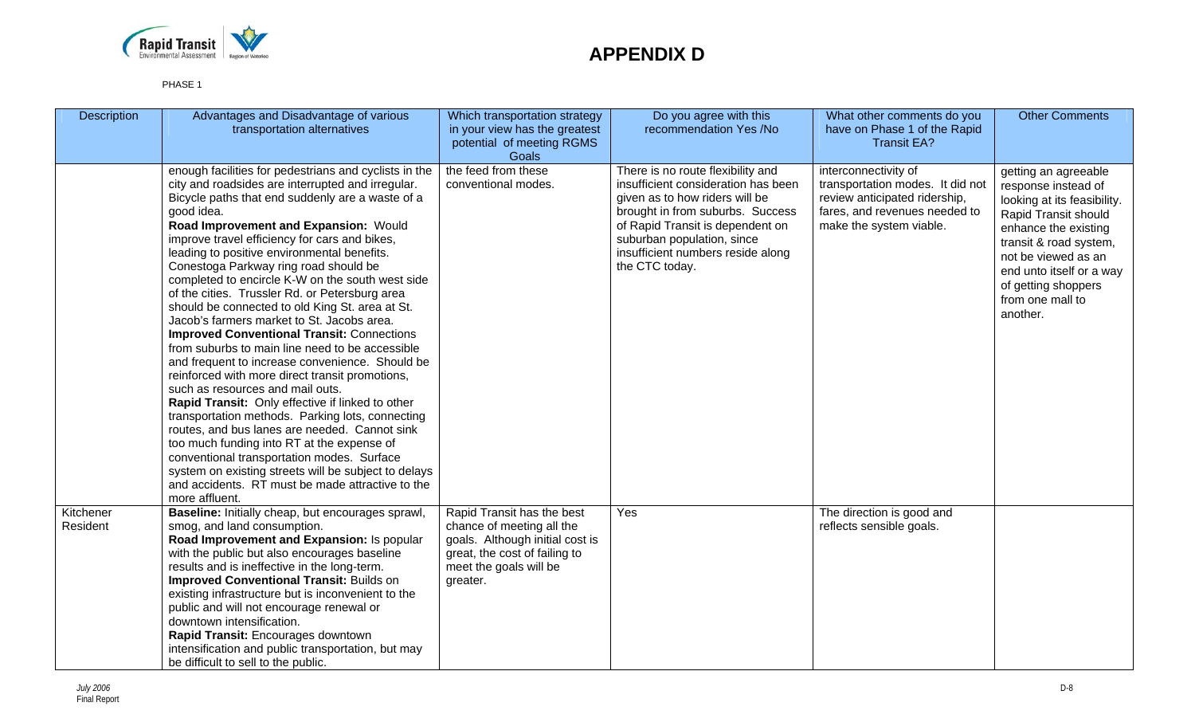# APPENDIX D

PHASE 1

| Description | Advantages and Disadvantage of various transportation alternatives | Which transportation strategy in your view has the greatest potential of meeting RGMS Goals | Do you agree with this recommendation Yes /No | What other comments do you have on Phase 1 of the Rapid Transit EA? | Other Comments |
|---|---|---|---|---|---|
| | enough facilities for pedestrians and cyclists in the city and roadsides are interrupted and irregular. Bicycle paths that end suddenly are a waste of a good idea. **Road Improvement and Expansion:** Would improve travel efficiency for cars and bikes, leading to positive environmental benefits. Conestoga Parkway ring road should be completed to encircle K-W on the south west side of the cities. Trussler Rd. or Petersburg area should be connected to old King St. area at St. Jacob's farmers market to St. Jacobs area. **Improved Conventional Transit:** Connections from suburbs to main line need to be accessible and frequent to increase convenience. Should be reinforced with more direct transit promotions, such as resources and mail outs. **Rapid Transit:** Only effective if linked to other transportation methods. Parking lots, connecting routes, and bus lanes are needed. Cannot sink too much funding into RT at the expense of conventional transportation modes. Surface system on existing streets will be subject to delays and accidents. RT must be made attractive to the more affluent. | the feed from these conventional modes. | There is no route flexibility and insufficient consideration has been given as to how riders will be brought in from suburbs. Success of Rapid Transit is dependent on suburban population, since insufficient numbers reside along the CTC today. | interconnectivity of transportation modes. It did not review anticipated ridership, fares, and revenues needed to make the system viable. | getting an agreeable response instead of looking at its feasibility. Rapid Transit should enhance the existing transit & road system, not be viewed as an end unto itself or a way of getting shoppers from one mall to another. |
| Kitchener Resident | **Baseline:** Initially cheap, but encourages sprawl, smog, and land consumption. **Road Improvement and Expansion:** Is popular with the public but also encourages baseline results and is ineffective in the long-term. **Improved Conventional Transit:** Builds on existing infrastructure but is inconvenient to the public and will not encourage renewal or downtown intensification. **Rapid Transit:** Encourages downtown intensification and public transportation, but may be difficult to sell to the public. | Rapid Transit has the best chance of meeting all the goals. Although initial cost is great, the cost of failing to meet the goals will be greater. | Yes | The direction is good and reflects sensible goals. | |

*July 2006*
Final Report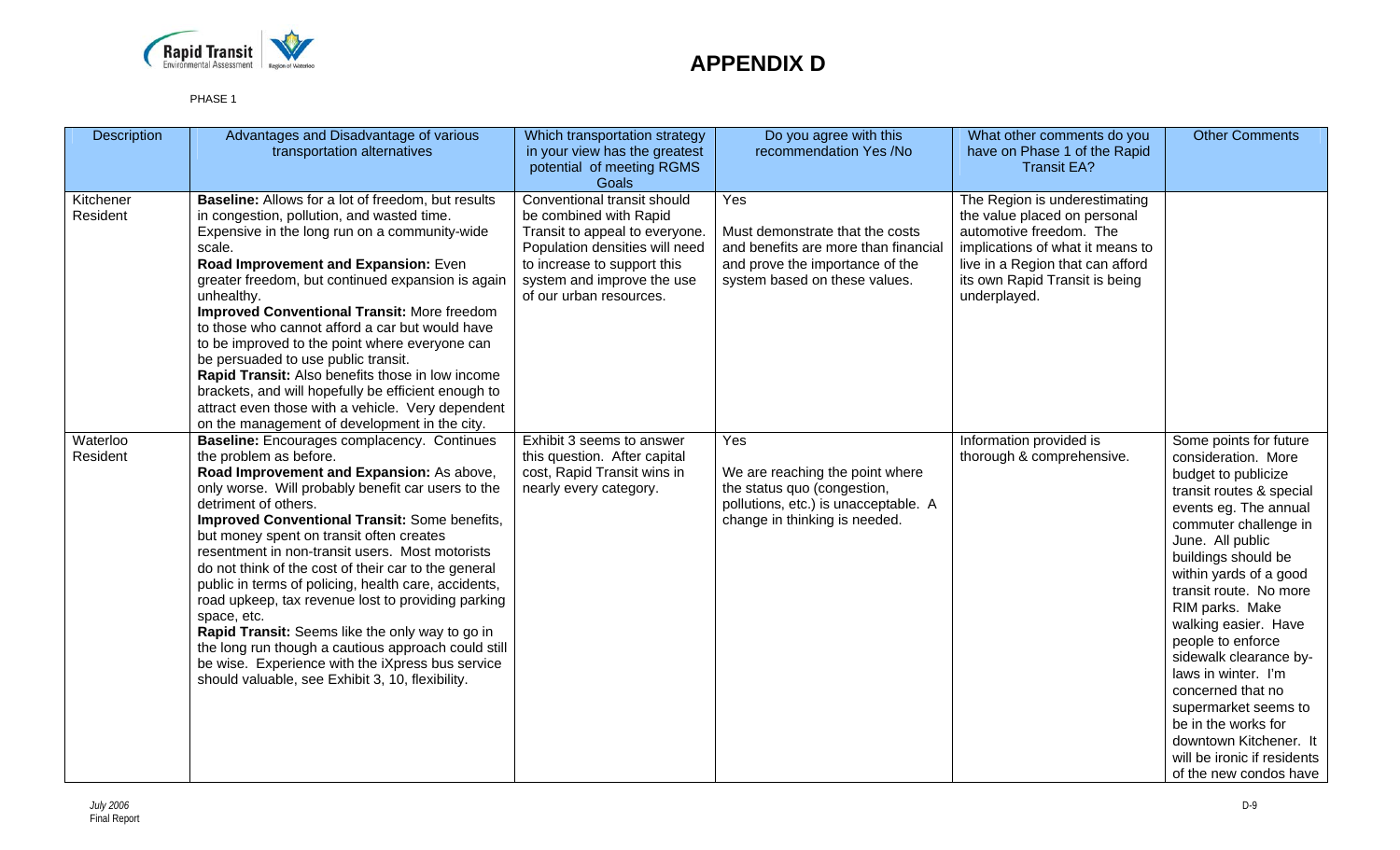# APPENDIX D

PHASE 1

| Description | Advantages and Disadvantage of various transportation alternatives | Which transportation strategy in your view has the greatest potential of meeting RGMS Goals | Do you agree with this recommendation Yes /No | What other comments do you have on Phase 1 of the Rapid Transit EA? | Other Comments |
|---|---|---|---|---|---|
| Kitchener Resident | **Baseline:** Allows for a lot of freedom, but results in congestion, pollution, and wasted time. Expensive in the long run on a community-wide scale.<br>**Road Improvement and Expansion:** Even greater freedom, but continued expansion is again unhealthy.<br>**Improved Conventional Transit:** More freedom to those who cannot afford a car but would have to be improved to the point where everyone can be persuaded to use public transit.<br>**Rapid Transit:** Also benefits those in low income brackets, and will hopefully be efficient enough to attract even those with a vehicle. Very dependent on the management of development in the city. | Conventional transit should be combined with Rapid Transit to appeal to everyone. Population densities will need to increase to support this system and improve the use of our urban resources. | Yes<br><br>Must demonstrate that the costs and benefits are more than financial and prove the importance of the system based on these values. | The Region is underestimating the value placed on personal automotive freedom. The implications of what it means to live in a Region that can afford its own Rapid Transit is being underplayed. | |
| Waterloo Resident | **Baseline:** Encourages complacency. Continues the problem as before.<br>**Road Improvement and Expansion:** As above, only worse. Will probably benefit car users to the detriment of others.<br>**Improved Conventional Transit:** Some benefits, but money spent on transit often creates resentment in non-transit users. Most motorists do not think of the cost of their car to the general public in terms of policing, health care, accidents, road upkeep, tax revenue lost to providing parking space, etc.<br>**Rapid Transit:** Seems like the only way to go in the long run though a cautious approach could still be wise. Experience with the iXpress bus service should valuable, see Exhibit 3, 10, flexibility. | Exhibit 3 seems to answer this question. After capital cost, Rapid Transit wins in nearly every category. | Yes<br><br>We are reaching the point where the status quo (congestion, pollutions, etc.) is unacceptable. A change in thinking is needed. | Information provided is thorough & comprehensive. | Some points for future consideration. More budget to publicize transit routes & special events eg. The annual commuter challenge in June. All public buildings should be within yards of a good transit route. No more RIM parks. Make walking easier. Have people to enforce sidewalk clearance by-laws in winter. I'm concerned that no supermarket seems to be in the works for downtown Kitchener. It will be ironic if residents of the new condos have |

*July 2006*
Final Report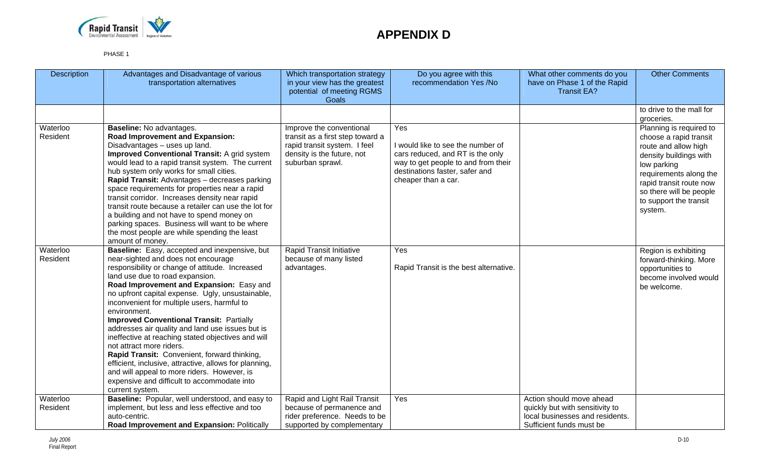# APPENDIX D

PHASE 1

| Description | Advantages and Disadvantage of various transportation alternatives | Which transportation strategy in your view has the greatest potential of meeting RGMS Goals | Do you agree with this recommendation Yes /No | What other comments do you have on Phase 1 of the Rapid Transit EA? | Other Comments |
|---|---|---|---|---|---|
| | | | | | to drive to the mall for groceries. |
| Waterloo Resident | **Baseline:** No advantages. **Road Improvement and Expansion:** Disadvantages – uses up land. **Improved Conventional Transit:** A grid system would lead to a rapid transit system. The current hub system only works for small cities. **Rapid Transit:** Advantages – decreases parking space requirements for properties near a rapid transit corridor. Increases density near rapid transit route because a retailer can use the lot for a building and not have to spend money on parking spaces. Business will want to be where the most people are while spending the least amount of money. | Improve the conventional transit as a first step toward a rapid transit system. I feel density is the future, not suburban sprawl. | Yes<br><br>I would like to see the number of cars reduced, and RT is the only way to get people to and from their destinations faster, safer and cheaper than a car. | | Planning is required to choose a rapid transit route and allow high density buildings with low parking requirements along the rapid transit route now so there will be people to support the transit system. |
| Waterloo Resident | **Baseline:** Easy, accepted and inexpensive, but near-sighted and does not encourage responsibility or change of attitude. Increased land use due to road expansion. **Road Improvement and Expansion:** Easy and no upfront capital expense. Ugly, unsustainable, inconvenient for multiple users, harmful to environment. **Improved Conventional Transit:** Partially addresses air quality and land use issues but is ineffective at reaching stated objectives and will not attract more riders. **Rapid Transit:** Convenient, forward thinking, efficient, inclusive, attractive, allows for planning, and will appeal to more riders. However, is expensive and difficult to accommodate into current system. | Rapid Transit Initiative because of many listed advantages. | Yes<br><br>Rapid Transit is the best alternative. | | Region is exhibiting forward-thinking. More opportunities to become involved would be welcome. |
| Waterloo Resident | **Baseline:** Popular, well understood, and easy to implement, but less and less effective and too auto-centric. **Road Improvement and Expansion:** Politically | Rapid and Light Rail Transit because of permanence and rider preference. Needs to be supported by complementary | Yes | Action should move ahead quickly but with sensitivity to local businesses and residents. Sufficient funds must be | |

July 2006
Final Report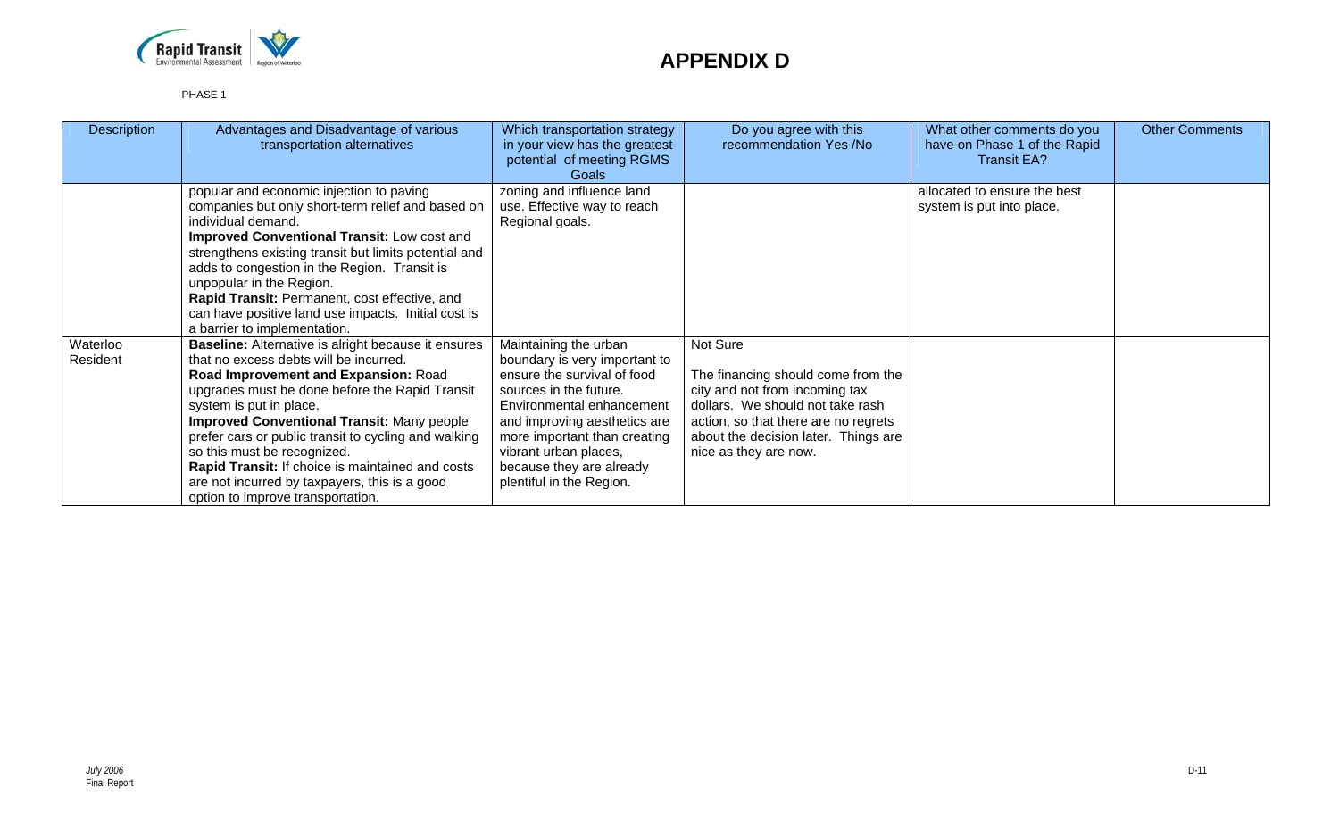# APPENDIX D

PHASE 1

| Description | Advantages and Disadvantage of various transportation alternatives | Which transportation strategy in your view has the greatest potential of meeting RGMS Goals | Do you agree with this recommendation Yes /No | What other comments do you have on Phase 1 of the Rapid Transit EA? | Other Comments |
|---|---|---|---|---|---|
| | popular and economic injection to paving companies but only short-term relief and based on individual demand.<br>**Improved Conventional Transit:** Low cost and strengthens existing transit but limits potential and adds to congestion in the Region. Transit is unpopular in the Region.<br>**Rapid Transit:** Permanent, cost effective, and can have positive land use impacts. Initial cost is a barrier to implementation. | zoning and influence land use. Effective way to reach Regional goals. | | allocated to ensure the best system is put into place. | |
| Waterloo Resident | **Baseline:** Alternative is alright because it ensures that no excess debts will be incurred.<br>**Road Improvement and Expansion:** Road upgrades must be done before the Rapid Transit system is put in place.<br>**Improved Conventional Transit:** Many people prefer cars or public transit to cycling and walking so this must be recognized.<br>**Rapid Transit:** If choice is maintained and costs are not incurred by taxpayers, this is a good option to improve transportation. | Maintaining the urban boundary is very important to ensure the survival of food sources in the future. Environmental enhancement and improving aesthetics are more important than creating vibrant urban places, because they are already plentiful in the Region. | Not Sure<br><br>The financing should come from the city and not from incoming tax dollars. We should not take rash action, so that there are no regrets about the decision later. Things are nice as they are now. | | |

*July 2006*
Final Report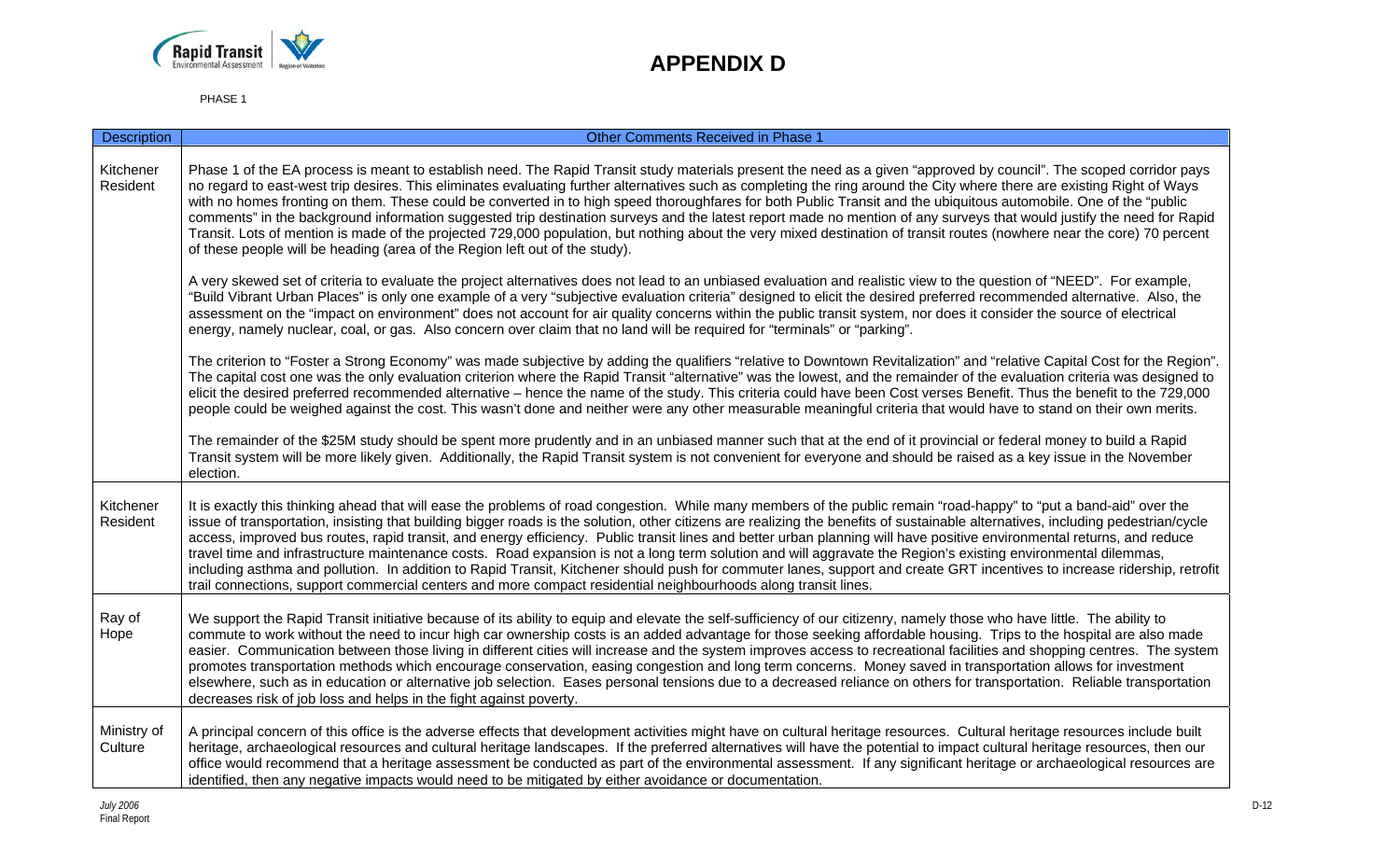# APPENDIX D

PHASE 1

| Description | Other Comments Received in Phase 1 |
|---|---|
| Kitchener Resident | Phase 1 of the EA process is meant to establish need. The Rapid Transit study materials present the need as a given "approved by council". The scoped corridor pays no regard to east-west trip desires. This eliminates evaluating further alternatives such as completing the ring around the City where there are existing Right of Ways with no homes fronting on them. These could be converted in to high speed thoroughfares for both Public Transit and the ubiquitous automobile. One of the "public comments" in the background information suggested trip destination surveys and the latest report made no mention of any surveys that would justify the need for Rapid Transit. Lots of mention is made of the projected 729,000 population, but nothing about the very mixed destination of transit routes (nowhere near the core) 70 percent of these people will be heading (area of the Region left out of the study).<br><br>A very skewed set of criteria to evaluate the project alternatives does not lead to an unbiased evaluation and realistic view to the question of "NEED". For example, "Build Vibrant Urban Places" is only one example of a very "subjective evaluation criteria" designed to elicit the desired preferred recommended alternative. Also, the assessment on the "impact on environment" does not account for air quality concerns within the public transit system, nor does it consider the source of electrical energy, namely nuclear, coal, or gas. Also concern over claim that no land will be required for "terminals" or "parking".<br><br>The criterion to "Foster a Strong Economy" was made subjective by adding the qualifiers "relative to Downtown Revitalization" and "relative Capital Cost for the Region". The capital cost one was the only evaluation criterion where the Rapid Transit "alternative" was the lowest, and the remainder of the evaluation criteria was designed to elicit the desired preferred recommended alternative – hence the name of the study. This criteria could have been Cost verses Benefit. Thus the benefit to the 729,000 people could be weighed against the cost. This wasn't done and neither were any other measurable meaningful criteria that would have to stand on their own merits.<br><br>The remainder of the $25M study should be spent more prudently and in an unbiased manner such that at the end of it provincial or federal money to build a Rapid Transit system will be more likely given. Additionally, the Rapid Transit system is not convenient for everyone and should be raised as a key issue in the November election. |
| Kitchener Resident | It is exactly this thinking ahead that will ease the problems of road congestion. While many members of the public remain "road-happy" to "put a band-aid" over the issue of transportation, insisting that building bigger roads is the solution, other citizens are realizing the benefits of sustainable alternatives, including pedestrian/cycle access, improved bus routes, rapid transit, and energy efficiency. Public transit lines and better urban planning will have positive environmental returns, and reduce travel time and infrastructure maintenance costs. Road expansion is not a long term solution and will aggravate the Region's existing environmental dilemmas, including asthma and pollution. In addition to Rapid Transit, Kitchener should push for commuter lanes, support and create GRT incentives to increase ridership, retrofit trail connections, support commercial centers and more compact residential neighbourhoods along transit lines. |
| Ray of Hope | We support the Rapid Transit initiative because of its ability to equip and elevate the self-sufficiency of our citizenry, namely those who have little. The ability to commute to work without the need to incur high car ownership costs is an added advantage for those seeking affordable housing. Trips to the hospital are also made easier. Communication between those living in different cities will increase and the system improves access to recreational facilities and shopping centres. The system promotes transportation methods which encourage conservation, easing congestion and long term concerns. Money saved in transportation allows for investment elsewhere, such as in education or alternative job selection. Eases personal tensions due to a decreased reliance on others for transportation. Reliable transportation decreases risk of job loss and helps in the fight against poverty. |
| Ministry of Culture | A principal concern of this office is the adverse effects that development activities might have on cultural heritage resources. Cultural heritage resources include built heritage, archaeological resources and cultural heritage landscapes. If the preferred alternatives will have the potential to impact cultural heritage resources, then our office would recommend that a heritage assessment be conducted as part of the environmental assessment. If any significant heritage or archaeological resources are identified, then any negative impacts would need to be mitigated by either avoidance or documentation. |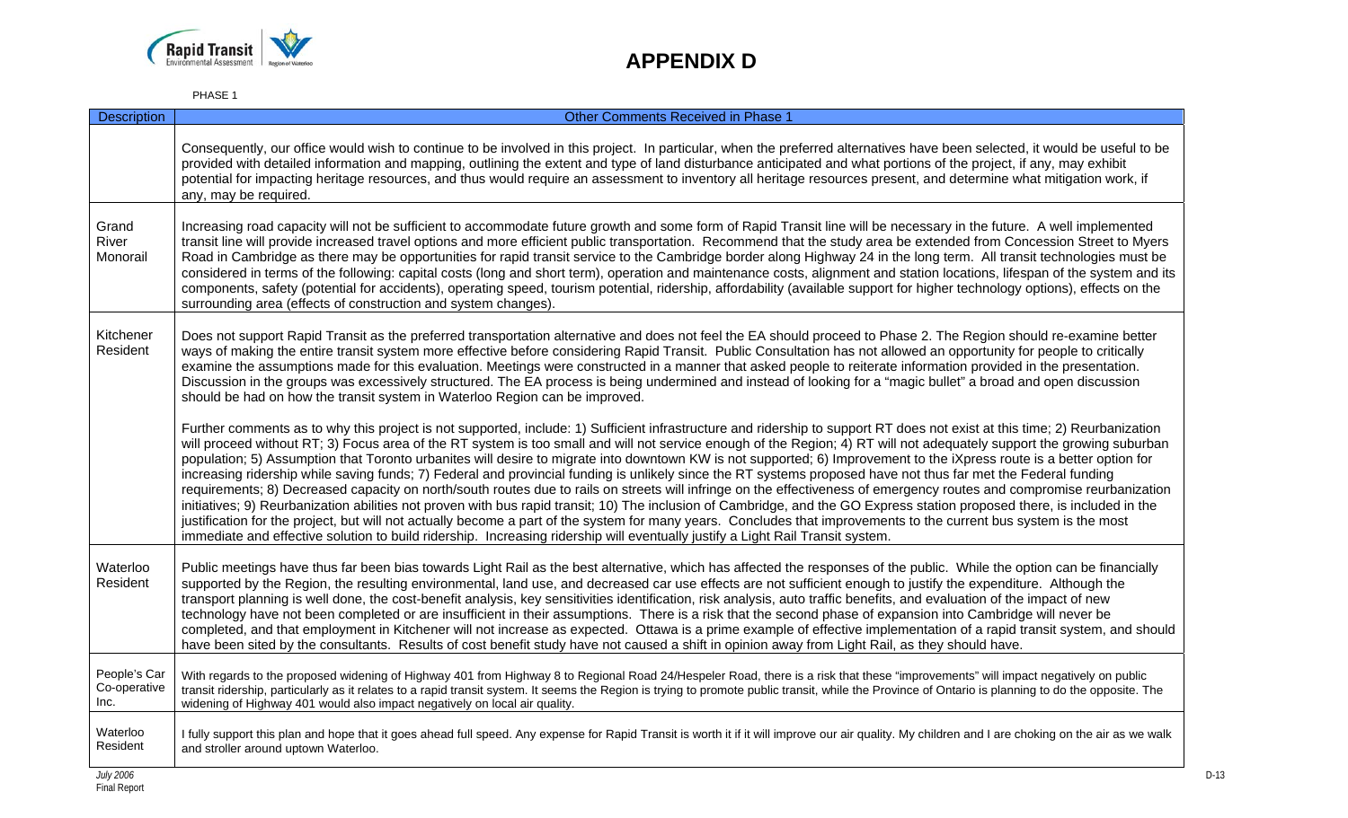# APPENDIX D

PHASE 1

| Description | Other Comments Received in Phase 1 |
|---|---|
| | Consequently, our office would wish to continue to be involved in this project. In particular, when the preferred alternatives have been selected, it would be useful to be provided with detailed information and mapping, outlining the extent and type of land disturbance anticipated and what portions of the project, if any, may exhibit potential for impacting heritage resources, and thus would require an assessment to inventory all heritage resources present, and determine what mitigation work, if any, may be required. |
| Grand River Monorail | Increasing road capacity will not be sufficient to accommodate future growth and some form of Rapid Transit line will be necessary in the future. A well implemented transit line will provide increased travel options and more efficient public transportation. Recommend that the study area be extended from Concession Street to Myers Road in Cambridge as there may be opportunities for rapid transit service to the Cambridge border along Highway 24 in the long term. All transit technologies must be considered in terms of the following: capital costs (long and short term), operation and maintenance costs, alignment and station locations, lifespan of the system and its components, safety (potential for accidents), operating speed, tourism potential, ridership, affordability (available support for higher technology options), effects on the surrounding area (effects of construction and system changes). |
| Kitchener Resident | Does not support Rapid Transit as the preferred transportation alternative and does not feel the EA should proceed to Phase 2. The Region should re-examine better ways of making the entire transit system more effective before considering Rapid Transit. Public Consultation has not allowed an opportunity for people to critically examine the assumptions made for this evaluation. Meetings were constructed in a manner that asked people to reiterate information provided in the presentation. Discussion in the groups was excessively structured. The EA process is being undermined and instead of looking for a "magic bullet" a broad and open discussion should be had on how the transit system in Waterloo Region can be improved.<br><br>Further comments as to why this project is not supported, include: 1) Sufficient infrastructure and ridership to support RT does not exist at this time; 2) Reurbanization will proceed without RT; 3) Focus area of the RT system is too small and will not service enough of the Region; 4) RT will not adequately support the growing suburban population; 5) Assumption that Toronto urbanites will desire to migrate into downtown KW is not supported; 6) Improvement to the iXpress route is a better option for increasing ridership while saving funds; 7) Federal and provincial funding is unlikely since the RT systems proposed have not thus far met the Federal funding requirements; 8) Decreased capacity on north/south routes due to rails on streets will infringe on the effectiveness of emergency routes and compromise reurbanization initiatives; 9) Reurbanization abilities not proven with bus rapid transit; 10) The inclusion of Cambridge, and the GO Express station proposed there, is included in the justification for the project, but will not actually become a part of the system for many years. Concludes that improvements to the current bus system is the most immediate and effective solution to build ridership. Increasing ridership will eventually justify a Light Rail Transit system. |
| Waterloo Resident | Public meetings have thus far been bias towards Light Rail as the best alternative, which has affected the responses of the public. While the option can be financially supported by the Region, the resulting environmental, land use, and decreased car use effects are not sufficient enough to justify the expenditure. Although the transport planning is well done, the cost-benefit analysis, key sensitivities identification, risk analysis, auto traffic benefits, and evaluation of the impact of new technology have not been completed or are insufficient in their assumptions. There is a risk that the second phase of expansion into Cambridge will never be completed, and that employment in Kitchener will not increase as expected. Ottawa is a prime example of effective implementation of a rapid transit system, and should have been sited by the consultants. Results of cost benefit study have not caused a shift in opinion away from Light Rail, as they should have. |
| People's Car Co-operative Inc. | With regards to the proposed widening of Highway 401 from Highway 8 to Regional Road 24/Hespeler Road, there is a risk that these "improvements" will impact negatively on public transit ridership, particularly as it relates to a rapid transit system. It seems the Region is trying to promote public transit, while the Province of Ontario is planning to do the opposite. The widening of Highway 401 would also impact negatively on local air quality. |
| Waterloo Resident | I fully support this plan and hope that it goes ahead full speed. Any expense for Rapid Transit is worth it if it will improve our air quality. My children and I are choking on the air as we walk and stroller around uptown Waterloo. |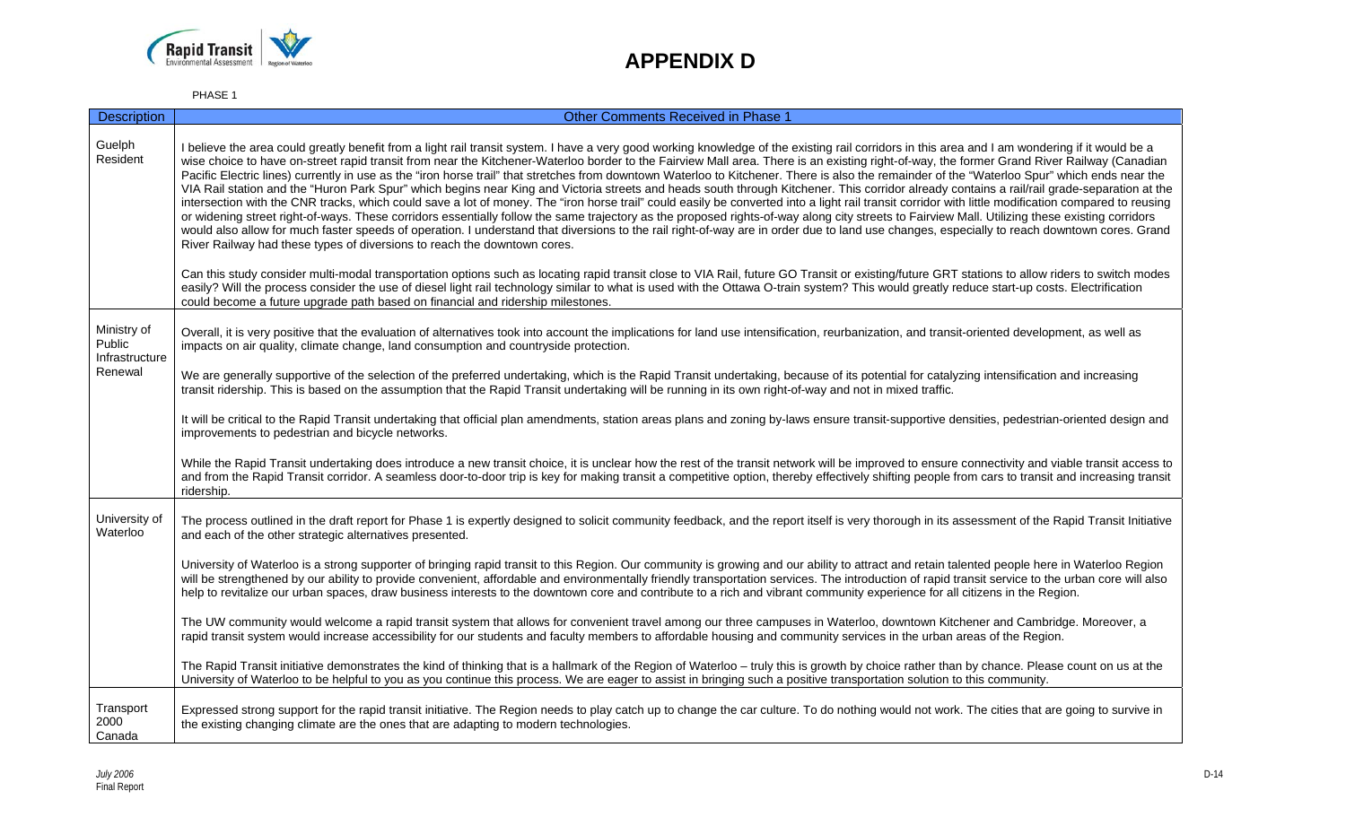# APPENDIX D

PHASE 1

| Description | Other Comments Received in Phase 1 |
|---|---|
| Guelph Resident | I believe the area could greatly benefit from a light rail transit system. I have a very good working knowledge of the existing rail corridors in this area and I am wondering if it would be a wise choice to have on-street rapid transit from near the Kitchener-Waterloo border to the Fairview Mall area. There is an existing right-of-way, the former Grand River Railway (Canadian Pacific Electric lines) currently in use as the "iron horse trail" that stretches from downtown Waterloo to Kitchener. There is also the remainder of the "Waterloo Spur" which ends near the VIA Rail station and the "Huron Park Spur" which begins near King and Victoria streets and heads south through Kitchener. This corridor already contains a rail/rail grade-separation at the intersection with the CNR tracks, which could save a lot of money. The "iron horse trail" could easily be converted into a light rail transit corridor with little modification compared to reusing or widening street right-of-ways. These corridors essentially follow the same trajectory as the proposed rights-of-way along city streets to Fairview Mall. Utilizing these existing corridors would also allow for much faster speeds of operation. I understand that diversions to the rail right-of-way are in order due to land use changes, especially to reach downtown cores. Grand River Railway had these types of diversions to reach the downtown cores.<br><br>Can this study consider multi-modal transportation options such as locating rapid transit close to VIA Rail, future GO Transit or existing/future GRT stations to allow riders to switch modes easily? Will the process consider the use of diesel light rail technology similar to what is used with the Ottawa O-train system? This would greatly reduce start-up costs. Electrification could become a future upgrade path based on financial and ridership milestones. |
| Ministry of Public Infrastructure Renewal | Overall, it is very positive that the evaluation of alternatives took into account the implications for land use intensification, reurbanization, and transit-oriented development, as well as impacts on air quality, climate change, land consumption and countryside protection.<br><br>We are generally supportive of the selection of the preferred undertaking, which is the Rapid Transit undertaking, because of its potential for catalyzing intensification and increasing transit ridership. This is based on the assumption that the Rapid Transit undertaking will be running in its own right-of-way and not in mixed traffic.<br><br>It will be critical to the Rapid Transit undertaking that official plan amendments, station areas plans and zoning by-laws ensure transit-supportive densities, pedestrian-oriented design and improvements to pedestrian and bicycle networks.<br><br>While the Rapid Transit undertaking does introduce a new transit choice, it is unclear how the rest of the transit network will be improved to ensure connectivity and viable transit access to and from the Rapid Transit corridor. A seamless door-to-door trip is key for making transit a competitive option, thereby effectively shifting people from cars to transit and increasing transit ridership. |
| University of Waterloo | The process outlined in the draft report for Phase 1 is expertly designed to solicit community feedback, and the report itself is very thorough in its assessment of the Rapid Transit Initiative and each of the other strategic alternatives presented.<br><br>University of Waterloo is a strong supporter of bringing rapid transit to this Region. Our community is growing and our ability to attract and retain talented people here in Waterloo Region will be strengthened by our ability to provide convenient, affordable and environmentally friendly transportation services. The introduction of rapid transit service to the urban core will also help to revitalize our urban spaces, draw business interests to the downtown core and contribute to a rich and vibrant community experience for all citizens in the Region.<br><br>The UW community would welcome a rapid transit system that allows for convenient travel among our three campuses in Waterloo, downtown Kitchener and Cambridge. Moreover, a rapid transit system would increase accessibility for our students and faculty members to affordable housing and community services in the urban areas of the Region.<br><br>The Rapid Transit initiative demonstrates the kind of thinking that is a hallmark of the Region of Waterloo – truly this is growth by choice rather than by chance. Please count on us at the University of Waterloo to be helpful to you as you continue this process. We are eager to assist in bringing such a positive transportation solution to this community. |
| Transport 2000 Canada | Expressed strong support for the rapid transit initiative. The Region needs to play catch up to change the car culture. To do nothing would not work. The cities that are going to survive in the existing changing climate are the ones that are adapting to modern technologies. |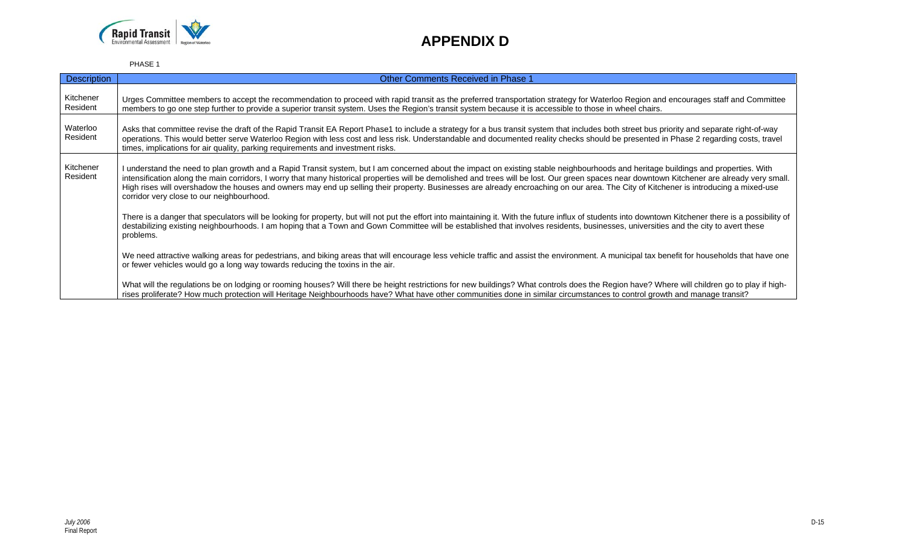# APPENDIX D

PHASE 1

| Description | Other Comments Received in Phase 1 |
|---|---|
| Kitchener Resident | Urges Committee members to accept the recommendation to proceed with rapid transit as the preferred transportation strategy for Waterloo Region and encourages staff and Committee members to go one step further to provide a superior transit system. Uses the Region's transit system because it is accessible to those in wheel chairs. |
| Waterloo Resident | Asks that committee revise the draft of the Rapid Transit EA Report Phase1 to include a strategy for a bus transit system that includes both street bus priority and separate right-of-way operations. This would better serve Waterloo Region with less cost and less risk. Understandable and documented reality checks should be presented in Phase 2 regarding costs, travel times, implications for air quality, parking requirements and investment risks. |
| Kitchener Resident | I understand the need to plan growth and a Rapid Transit system, but I am concerned about the impact on existing stable neighbourhoods and heritage buildings and properties. With intensification along the main corridors, I worry that many historical properties will be demolished and trees will be lost. Our green spaces near downtown Kitchener are already very small. High rises will overshadow the houses and owners may end up selling their property. Businesses are already encroaching on our area. The City of Kitchener is introducing a mixed-use corridor very close to our neighbourhood.<br><br>There is a danger that speculators will be looking for property, but will not put the effort into maintaining it. With the future influx of students into downtown Kitchener there is a possibility of destabilizing existing neighbourhoods. I am hoping that a Town and Gown Committee will be established that involves residents, businesses, universities and the city to avert these problems.<br><br>We need attractive walking areas for pedestrians, and biking areas that will encourage less vehicle traffic and assist the environment. A municipal tax benefit for households that have one or fewer vehicles would go a long way towards reducing the toxins in the air.<br><br>What will the regulations be on lodging or rooming houses? Will there be height restrictions for new buildings? What controls does the Region have? Where will children go to play if high-rises proliferate? How much protection will Heritage Neighbourhoods have? What have other communities done in similar circumstances to control growth and manage transit? |